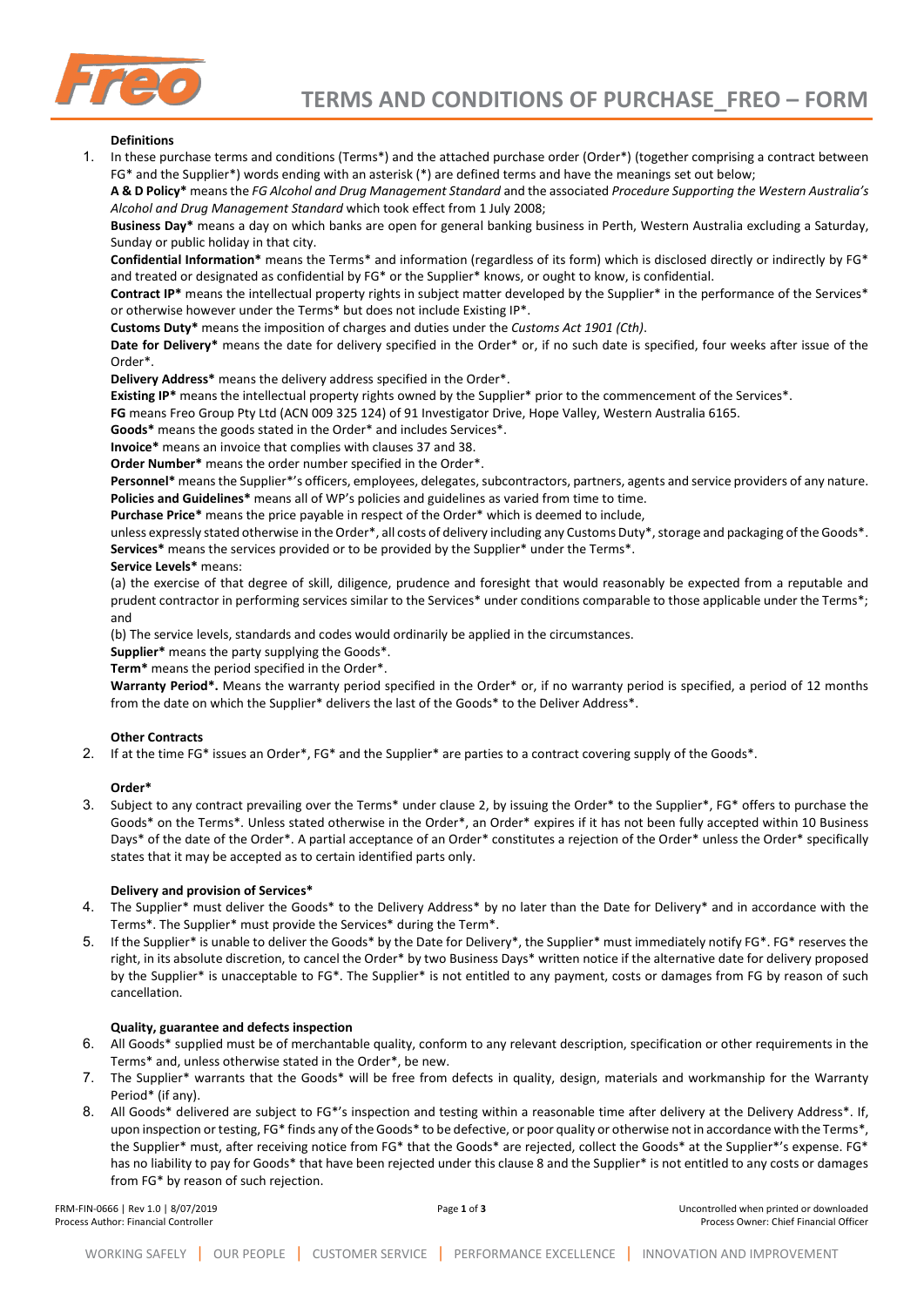# TERMS AND CONDITIONS OF PURCHASE_FREO – FORM

**Definitions**

1. In these purchase terms and conditions (Terms*) and the attached purchase order (Order*) (together comprising a contract between FG* and the Supplier*) words ending with an asterisk (*) are defined terms and have the meanings set out below;

**A & D Policy*** means the *FG Alcohol and Drug Management Standard* and the associated *Procedure Supporting the Western Australia's Alcohol and Drug Management Standard* which took effect from 1 July 2008;

**Business Day*** means a day on which banks are open for general banking business in Perth, Western Australia excluding a Saturday, Sunday or public holiday in that city.

**Confidential Information*** means the Terms* and information (regardless of its form) which is disclosed directly or indirectly by FG* and treated or designated as confidential by FG* or the Supplier* knows, or ought to know, is confidential.

**Contract IP*** means the intellectual property rights in subject matter developed by the Supplier* in the performance of the Services* or otherwise however under the Terms* but does not include Existing IP*.

**Customs Duty*** means the imposition of charges and duties under the *Customs Act 1901 (Cth)*.

**Date for Delivery*** means the date for delivery specified in the Order* or, if no such date is specified, four weeks after issue of the Order*.

**Delivery Address*** means the delivery address specified in the Order*.

**Existing IP*** means the intellectual property rights owned by the Supplier* prior to the commencement of the Services*.

**FG** means Freo Group Pty Ltd (ACN 009 325 124) of 91 Investigator Drive, Hope Valley, Western Australia 6165.

**Goods*** means the goods stated in the Order* and includes Services*.

**Invoice*** means an invoice that complies with clauses 37 and 38.

**Order Number*** means the order number specified in the Order*.

**Personnel*** means the Supplier*'s officers, employees, delegates, subcontractors, partners, agents and service providers of any nature.

**Policies and Guidelines*** means all of WP's policies and guidelines as varied from time to time.

**Purchase Price*** means the price payable in respect of the Order* which is deemed to include,

unless expressly stated otherwise in the Order*, all costs of delivery including any Customs Duty*, storage and packaging of the Goods*.

**Services*** means the services provided or to be provided by the Supplier* under the Terms*.

**Service Levels*** means:

(a) the exercise of that degree of skill, diligence, prudence and foresight that would reasonably be expected from a reputable and prudent contractor in performing services similar to the Services* under conditions comparable to those applicable under the Terms*; and

(b) The service levels, standards and codes would ordinarily be applied in the circumstances.

**Supplier*** means the party supplying the Goods*.

**Term*** means the period specified in the Order*.

**Warranty Period*.** Means the warranty period specified in the Order* or, if no warranty period is specified, a period of 12 months from the date on which the Supplier* delivers the last of the Goods* to the Deliver Address*.

**Other Contracts**

2. If at the time FG* issues an Order*, FG* and the Supplier* are parties to a contract covering supply of the Goods*.

**Order***

3. Subject to any contract prevailing over the Terms* under clause 2, by issuing the Order* to the Supplier*, FG* offers to purchase the Goods* on the Terms*. Unless stated otherwise in the Order*, an Order* expires if it has not been fully accepted within 10 Business Days* of the date of the Order*. A partial acceptance of an Order* constitutes a rejection of the Order* unless the Order* specifically states that it may be accepted as to certain identified parts only.

**Delivery and provision of Services***

4. The Supplier* must deliver the Goods* to the Delivery Address* by no later than the Date for Delivery* and in accordance with the Terms*. The Supplier* must provide the Services* during the Term*.
5. If the Supplier* is unable to deliver the Goods* by the Date for Delivery*, the Supplier* must immediately notify FG*. FG* reserves the right, in its absolute discretion, to cancel the Order* by two Business Days* written notice if the alternative date for delivery proposed by the Supplier* is unacceptable to FG*. The Supplier* is not entitled to any payment, costs or damages from FG by reason of such cancellation.

**Quality, guarantee and defects inspection**

6. All Goods* supplied must be of merchantable quality, conform to any relevant description, specification or other requirements in the Terms* and, unless otherwise stated in the Order*, be new.
7. The Supplier* warrants that the Goods* will be free from defects in quality, design, materials and workmanship for the Warranty Period* (if any).
8. All Goods* delivered are subject to FG*'s inspection and testing within a reasonable time after delivery at the Delivery Address*. If, upon inspection or testing, FG* finds any of the Goods* to be defective, or poor quality or otherwise not in accordance with the Terms*, the Supplier* must, after receiving notice from FG* that the Goods* are rejected, collect the Goods* at the Supplier*'s expense. FG* has no liability to pay for Goods* that have been rejected under this clause 8 and the Supplier* is not entitled to any costs or damages from FG* by reason of such rejection.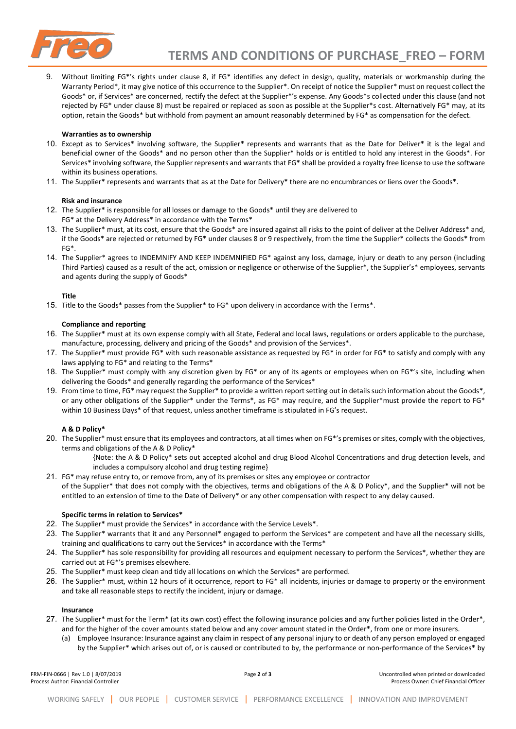9. Without limiting FG*'s rights under clause 8, if FG* identifies any defect in design, quality, materials or workmanship during the Warranty Period*, it may give notice of this occurrence to the Supplier*. On receipt of notice the Supplier* must on request collect the Goods* or, if Services* are concerned, rectify the defect at the Supplier*'s expense. Any Goods*s collected under this clause (and not rejected by FG* under clause 8) must be repaired or replaced as soon as possible at the Supplier*s cost. Alternatively FG* may, at its option, retain the Goods* but withhold from payment an amount reasonably determined by FG* as compensation for the defect.

**Warranties as to ownership**

10. Except as to Services* involving software, the Supplier* represents and warrants that as the Date for Deliver* it is the legal and beneficial owner of the Goods* and no person other than the Supplier* holds or is entitled to hold any interest in the Goods*. For Services* involving software, the Supplier represents and warrants that FG* shall be provided a royalty free license to use the software within its business operations.
11. The Supplier* represents and warrants that as at the Date for Delivery* there are no encumbrances or liens over the Goods*.

**Risk and insurance**

12. The Supplier* is responsible for all losses or damage to the Goods* until they are delivered to FG* at the Delivery Address* in accordance with the Terms*
13. The Supplier* must, at its cost, ensure that the Goods* are insured against all risks to the point of deliver at the Deliver Address* and, if the Goods* are rejected or returned by FG* under clauses 8 or 9 respectively, from the time the Supplier* collects the Goods* from FG*.
14. The Supplier* agrees to INDEMNIFY AND KEEP INDEMNIFIED FG* against any loss, damage, injury or death to any person (including Third Parties) caused as a result of the act, omission or negligence or otherwise of the Supplier*, the Supplier's* employees, servants and agents during the supply of Goods*

**Title**

15. Title to the Goods* passes from the Supplier* to FG* upon delivery in accordance with the Terms*.

**Compliance and reporting**

16. The Supplier* must at its own expense comply with all State, Federal and local laws, regulations or orders applicable to the purchase, manufacture, processing, delivery and pricing of the Goods* and provision of the Services*.
17. The Supplier* must provide FG* with such reasonable assistance as requested by FG* in order for FG* to satisfy and comply with any laws applying to FG* and relating to the Terms*
18. The Supplier* must comply with any discretion given by FG* or any of its agents or employees when on FG*'s site, including when delivering the Goods* and generally regarding the performance of the Services*
19. From time to time, FG* may request the Supplier* to provide a written report setting out in details such information about the Goods*, or any other obligations of the Supplier* under the Terms*, as FG* may require, and the Supplier*must provide the report to FG* within 10 Business Days* of that request, unless another timeframe is stipulated in FG's request.

**A & D Policy***

20. The Supplier* must ensure that its employees and contractors, at all times when on FG*'s premises or sites, comply with the objectives, terms and obligations of the A & D Policy*

    {Note: the A & D Policy* sets out accepted alcohol and drug Blood Alcohol Concentrations and drug detection levels, and includes a compulsory alcohol and drug testing regime}

21. FG* may refuse entry to, or remove from, any of its premises or sites any employee or contractor of the Supplier* that does not comply with the objectives, terms and obligations of the A & D Policy*, and the Supplier* will not be entitled to an extension of time to the Date of Delivery* or any other compensation with respect to any delay caused.

**Specific terms in relation to Services***

22. The Supplier* must provide the Services* in accordance with the Service Levels*.
23. The Supplier* warrants that it and any Personnel* engaged to perform the Services* are competent and have all the necessary skills, training and qualifications to carry out the Services* in accordance with the Terms*
24. The Supplier* has sole responsibility for providing all resources and equipment necessary to perform the Services*, whether they are carried out at FG*'s premises elsewhere.
25. The Supplier* must keep clean and tidy all locations on which the Services* are performed.
26. The Supplier* must, within 12 hours of it occurrence, report to FG* all incidents, injuries or damage to property or the environment and take all reasonable steps to rectify the incident, injury or damage.

**Insurance**

27. The Supplier* must for the Term* (at its own cost) effect the following insurance policies and any further policies listed in the Order*, and for the higher of the cover amounts stated below and any cover amount stated in the Order*, from one or more insurers.
    (a) Employee Insurance: Insurance against any claim in respect of any personal injury to or death of any person employed or engaged by the Supplier* which arises out of, or is caused or contributed to by, the performance or non-performance of the Services* by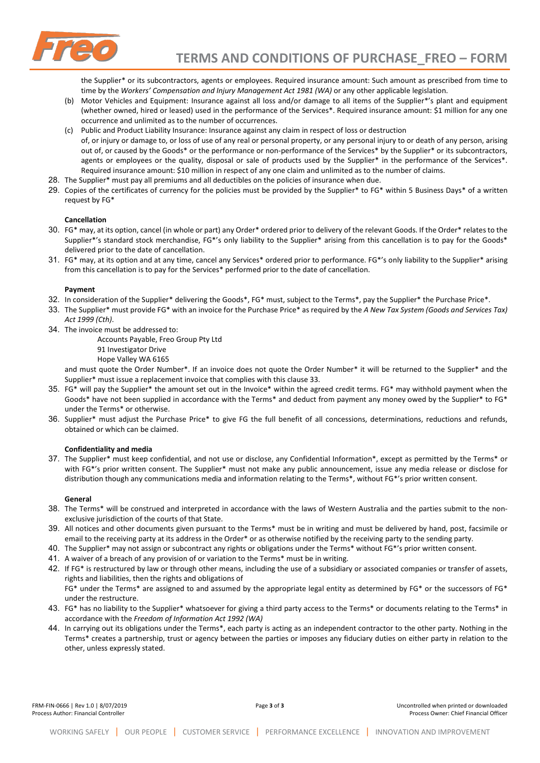the Supplier* or its subcontractors, agents or employees. Required insurance amount: Such amount as prescribed from time to time by the *Workers' Compensation and Injury Management Act 1981 (WA)* or any other applicable legislation.

(b) Motor Vehicles and Equipment: Insurance against all loss and/or damage to all items of the Supplier*'s plant and equipment (whether owned, hired or leased) used in the performance of the Services*. Required insurance amount: $1 million for any one occurrence and unlimited as to the number of occurrences.

(c) Public and Product Liability Insurance: Insurance against any claim in respect of loss or destruction of, or injury or damage to, or loss of use of any real or personal property, or any personal injury to or death of any person, arising out of, or caused by the Goods* or the performance or non-performance of the Services* by the Supplier* or its subcontractors, agents or employees or the quality, disposal or sale of products used by the Supplier* in the performance of the Services*. Required insurance amount: $10 million in respect of any one claim and unlimited as to the number of claims.

28. The Supplier* must pay all premiums and all deductibles on the policies of insurance when due.
29. Copies of the certificates of currency for the policies must be provided by the Supplier* to FG* within 5 Business Days* of a written request by FG*

**Cancellation**

30. FG* may, at its option, cancel (in whole or part) any Order* ordered prior to delivery of the relevant Goods. If the Order* relates to the Supplier*'s standard stock merchandise, FG*'s only liability to the Supplier* arising from this cancellation is to pay for the Goods* delivered prior to the date of cancellation.
31. FG* may, at its option and at any time, cancel any Services* ordered prior to performance. FG*'s only liability to the Supplier* arising from this cancellation is to pay for the Services* performed prior to the date of cancellation.

**Payment**

32. In consideration of the Supplier* delivering the Goods*, FG* must, subject to the Terms*, pay the Supplier* the Purchase Price*.
33. The Supplier* must provide FG* with an invoice for the Purchase Price* as required by the *A New Tax System (Goods and Services Tax) Act 1999 (Cth)*.
34. The invoice must be addressed to:

    Accounts Payable, Freo Group Pty Ltd
    91 Investigator Drive
    Hope Valley WA 6165

    and must quote the Order Number*. If an invoice does not quote the Order Number* it will be returned to the Supplier* and the Supplier* must issue a replacement invoice that complies with this clause 33.
35. FG* will pay the Supplier* the amount set out in the Invoice* within the agreed credit terms. FG* may withhold payment when the Goods* have not been supplied in accordance with the Terms* and deduct from payment any money owed by the Supplier* to FG* under the Terms* or otherwise.
36. Supplier* must adjust the Purchase Price* to give FG the full benefit of all concessions, determinations, reductions and refunds, obtained or which can be claimed.

**Confidentiality and media**

37. The Supplier* must keep confidential, and not use or disclose, any Confidential Information*, except as permitted by the Terms* or with FG*'s prior written consent. The Supplier* must not make any public announcement, issue any media release or disclose for distribution though any communications media and information relating to the Terms*, without FG*'s prior written consent.

**General**

38. The Terms* will be construed and interpreted in accordance with the laws of Western Australia and the parties submit to the non-exclusive jurisdiction of the courts of that State.
39. All notices and other documents given pursuant to the Terms* must be in writing and must be delivered by hand, post, facsimile or email to the receiving party at its address in the Order* or as otherwise notified by the receiving party to the sending party.
40. The Supplier* may not assign or subcontract any rights or obligations under the Terms* without FG*'s prior written consent.
41. A waiver of a breach of any provision of or variation to the Terms* must be in writing.
42. If FG* is restructured by law or through other means, including the use of a subsidiary or associated companies or transfer of assets, rights and liabilities, then the rights and obligations of FG* under the Terms* are assigned to and assumed by the appropriate legal entity as determined by FG* or the successors of FG* under the restructure.
43. FG* has no liability to the Supplier* whatsoever for giving a third party access to the Terms* or documents relating to the Terms* in accordance with the *Freedom of Information Act 1992 (WA)*
44. In carrying out its obligations under the Terms*, each party is acting as an independent contractor to the other party. Nothing in the Terms* creates a partnership, trust or agency between the parties or imposes any fiduciary duties on either party in relation to the other, unless expressly stated.